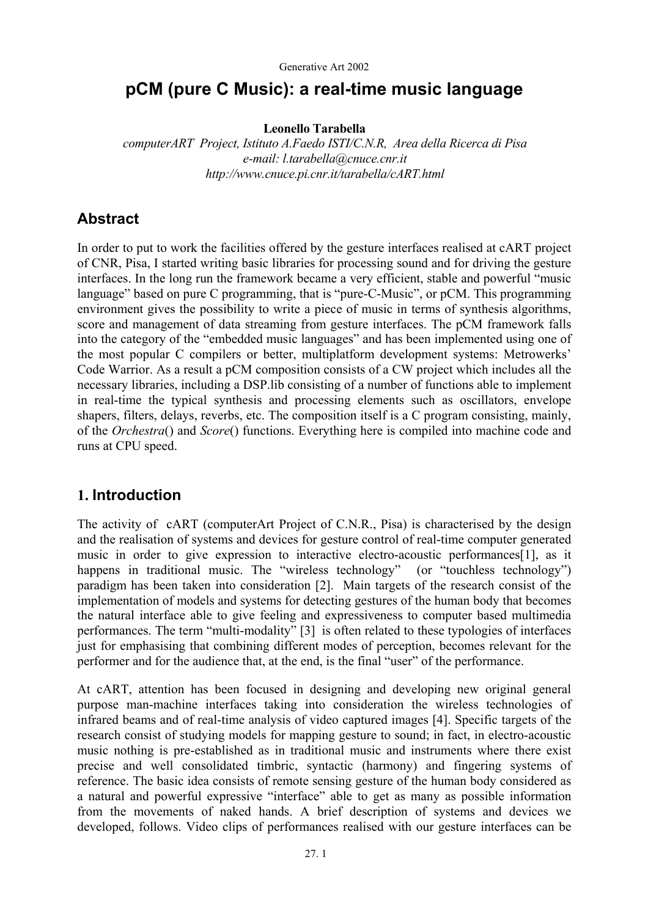# pCM (pure C Music): a real-time music language

**Leonello Tarabella**

*computerART Project, Istituto A.Faedo ISTI/C.N.R, Area della Ricerca di Pisa*
*e-mail: l.tarabella@cnuce.cnr.it*
*http://www.cnuce.pi.cnr.it/tarabella/cART.html*

## Abstract

In order to put to work the facilities offered by the gesture interfaces realised at cART project of CNR, Pisa, I started writing basic libraries for processing sound and for driving the gesture interfaces. In the long run the framework became a very efficient, stable and powerful "music language" based on pure C programming, that is "pure-C-Music", or pCM. This programming environment gives the possibility to write a piece of music in terms of synthesis algorithms, score and management of data streaming from gesture interfaces. The pCM framework falls into the category of the "embedded music languages" and has been implemented using one of the most popular C compilers or better, multiplatform development systems: Metrowerks' Code Warrior. As a result a pCM composition consists of a CW project which includes all the necessary libraries, including a DSP.lib consisting of a number of functions able to implement in real-time the typical synthesis and processing elements such as oscillators, envelope shapers, filters, delays, reverbs, etc. The composition itself is a C program consisting, mainly, of the *Orchestra*() and *Score*() functions. Everything here is compiled into machine code and runs at CPU speed.

## 1. Introduction

The activity of cART (computerArt Project of C.N.R., Pisa) is characterised by the design and the realisation of systems and devices for gesture control of real-time computer generated music in order to give expression to interactive electro-acoustic performances[1], as it happens in traditional music. The "wireless technology" (or "touchless technology") paradigm has been taken into consideration [2]. Main targets of the research consist of the implementation of models and systems for detecting gestures of the human body that becomes the natural interface able to give feeling and expressiveness to computer based multimedia performances. The term "multi-modality" [3] is often related to these typologies of interfaces just for emphasising that combining different modes of perception, becomes relevant for the performer and for the audience that, at the end, is the final "user" of the performance.

At cART, attention has been focused in designing and developing new original general purpose man-machine interfaces taking into consideration the wireless technologies of infrared beams and of real-time analysis of video captured images [4]. Specific targets of the research consist of studying models for mapping gesture to sound; in fact, in electro-acoustic music nothing is pre-established as in traditional music and instruments where there exist precise and well consolidated timbric, syntactic (harmony) and fingering systems of reference. The basic idea consists of remote sensing gesture of the human body considered as a natural and powerful expressive "interface" able to get as many as possible information from the movements of naked hands. A brief description of systems and devices we developed, follows. Video clips of performances realised with our gesture interfaces can be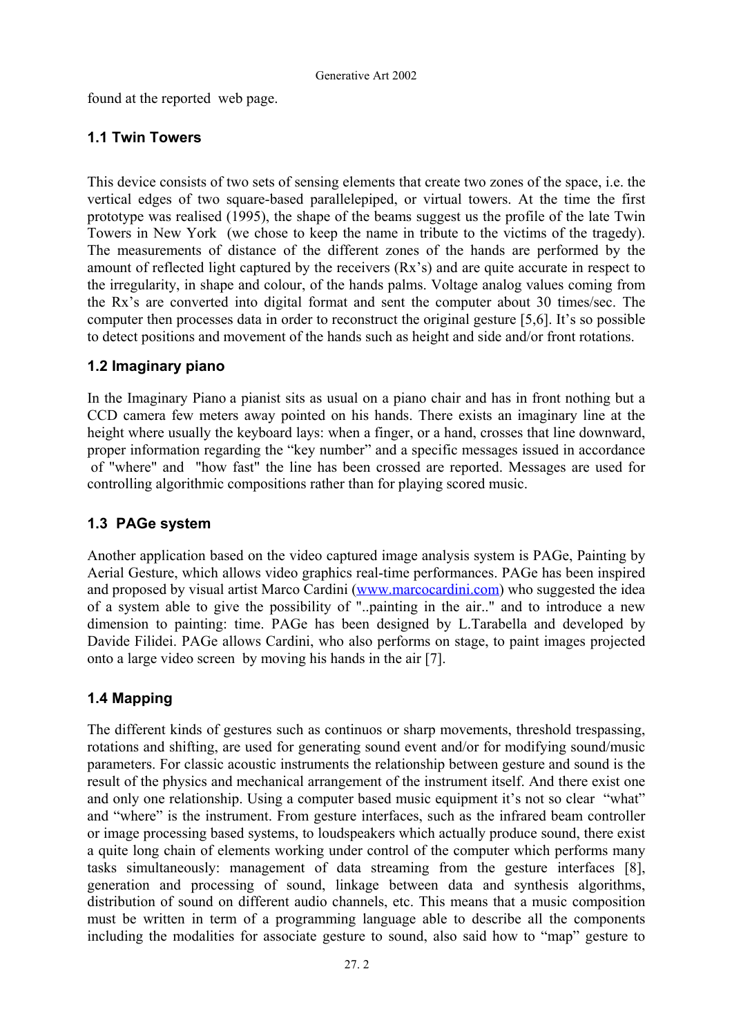found at the reported web page.

### 1.1 Twin Towers

This device consists of two sets of sensing elements that create two zones of the space, i.e. the vertical edges of two square-based parallelepiped, or virtual towers. At the time the first prototype was realised (1995), the shape of the beams suggest us the profile of the late Twin Towers in New York (we chose to keep the name in tribute to the victims of the tragedy). The measurements of distance of the different zones of the hands are performed by the amount of reflected light captured by the receivers (Rx's) and are quite accurate in respect to the irregularity, in shape and colour, of the hands palms. Voltage analog values coming from the Rx's are converted into digital format and sent the computer about 30 times/sec. The computer then processes data in order to reconstruct the original gesture [5,6]. It's so possible to detect positions and movement of the hands such as height and side and/or front rotations.

### 1.2 Imaginary piano

In the Imaginary Piano a pianist sits as usual on a piano chair and has in front nothing but a CCD camera few meters away pointed on his hands. There exists an imaginary line at the height where usually the keyboard lays: when a finger, or a hand, crosses that line downward, proper information regarding the "key number" and a specific messages issued in accordance of "where" and "how fast" the line has been crossed are reported. Messages are used for controlling algorithmic compositions rather than for playing scored music.

### 1.3 PAGe system

Another application based on the video captured image analysis system is PAGe, Painting by Aerial Gesture, which allows video graphics real-time performances. PAGe has been inspired and proposed by visual artist Marco Cardini (www.marcocardini.com) who suggested the idea of a system able to give the possibility of "..painting in the air.." and to introduce a new dimension to painting: time. PAGe has been designed by L.Tarabella and developed by Davide Filidei. PAGe allows Cardini, who also performs on stage, to paint images projected onto a large video screen by moving his hands in the air [7].

### 1.4 Mapping

The different kinds of gestures such as continuos or sharp movements, threshold trespassing, rotations and shifting, are used for generating sound event and/or for modifying sound/music parameters. For classic acoustic instruments the relationship between gesture and sound is the result of the physics and mechanical arrangement of the instrument itself. And there exist one and only one relationship. Using a computer based music equipment it's not so clear "what" and "where" is the instrument. From gesture interfaces, such as the infrared beam controller or image processing based systems, to loudspeakers which actually produce sound, there exist a quite long chain of elements working under control of the computer which performs many tasks simultaneously: management of data streaming from the gesture interfaces [8], generation and processing of sound, linkage between data and synthesis algorithms, distribution of sound on different audio channels, etc. This means that a music composition must be written in term of a programming language able to describe all the components including the modalities for associate gesture to sound, also said how to "map" gesture to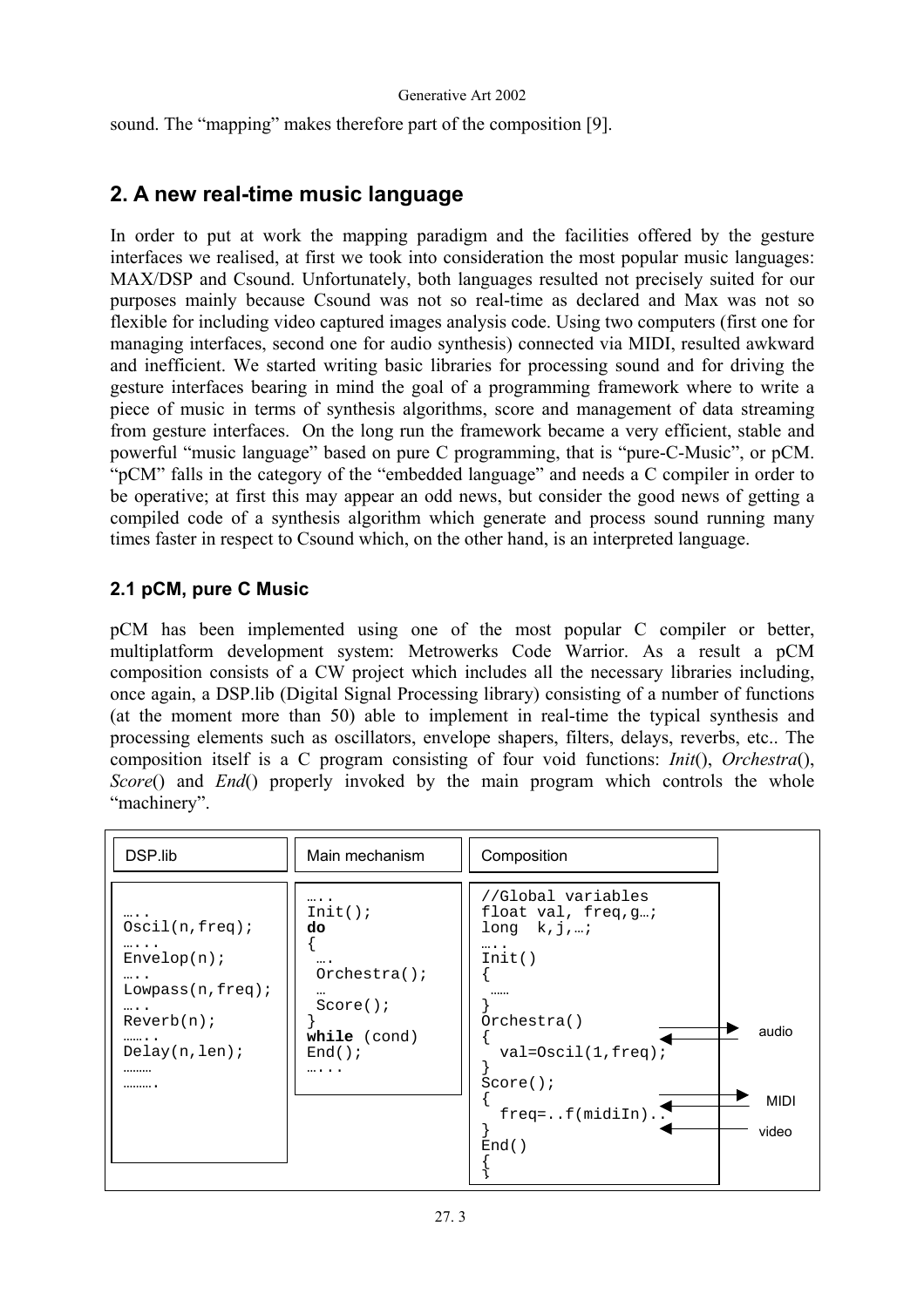sound. The “mapping” makes therefore part of the composition [9].

## 2. A new real-time music language

In order to put at work the mapping paradigm and the facilities offered by the gesture interfaces we realised, at first we took into consideration the most popular music languages: MAX/DSP and Csound. Unfortunately, both languages resulted not precisely suited for our purposes mainly because Csound was not so real-time as declared and Max was not so flexible for including video captured images analysis code. Using two computers (first one for managing interfaces, second one for audio synthesis) connected via MIDI, resulted awkward and inefficient. We started writing basic libraries for processing sound and for driving the gesture interfaces bearing in mind the goal of a programming framework where to write a piece of music in terms of synthesis algorithms, score and management of data streaming from gesture interfaces. On the long run the framework became a very efficient, stable and powerful “music language” based on pure C programming, that is “pure-C-Music”, or pCM. “pCM” falls in the category of the “embedded language” and needs a C compiler in order to be operative; at first this may appear an odd news, but consider the good news of getting a compiled code of a synthesis algorithm which generate and process sound running many times faster in respect to Csound which, on the other hand, is an interpreted language.

### 2.1 pCM, pure C Music

pCM has been implemented using one of the most popular C compiler or better, multiplatform development system: Metrowerks Code Warrior. As a result a pCM composition consists of a CW project which includes all the necessary libraries including, once again, a DSP.lib (Digital Signal Processing library) consisting of a number of functions (at the moment more than 50) able to implement in real-time the typical synthesis and processing elements such as oscillators, envelope shapers, filters, delays, reverbs, etc.. The composition itself is a C program consisting of four void functions: *Init*(), *Orchestra*(), *Score*() and *End*() properly invoked by the main program which controls the whole “machinery”.

DSP.lib

```
…..
Oscil(n,freq);
…....
Envelop(n);
…..
Lowpass(n,freq);
…..
Reverb(n);
……..
Delay(n,len);
………
……….
```

Main mechanism

```
…..
Init();
do
{
 ….
 Orchestra();
 …
 Score();
}
while (cond)
End();
…...
```

Composition

```
//Global variables
float val, freq,g…;
long  k,j,…;
…..
Init()
{
 ……
}
Orchestra()
{
  val=Oscil(1,freq);
}
Score();
{
  freq=..f(midiIn)..
}
End()
{
}
```

audio

MIDI

video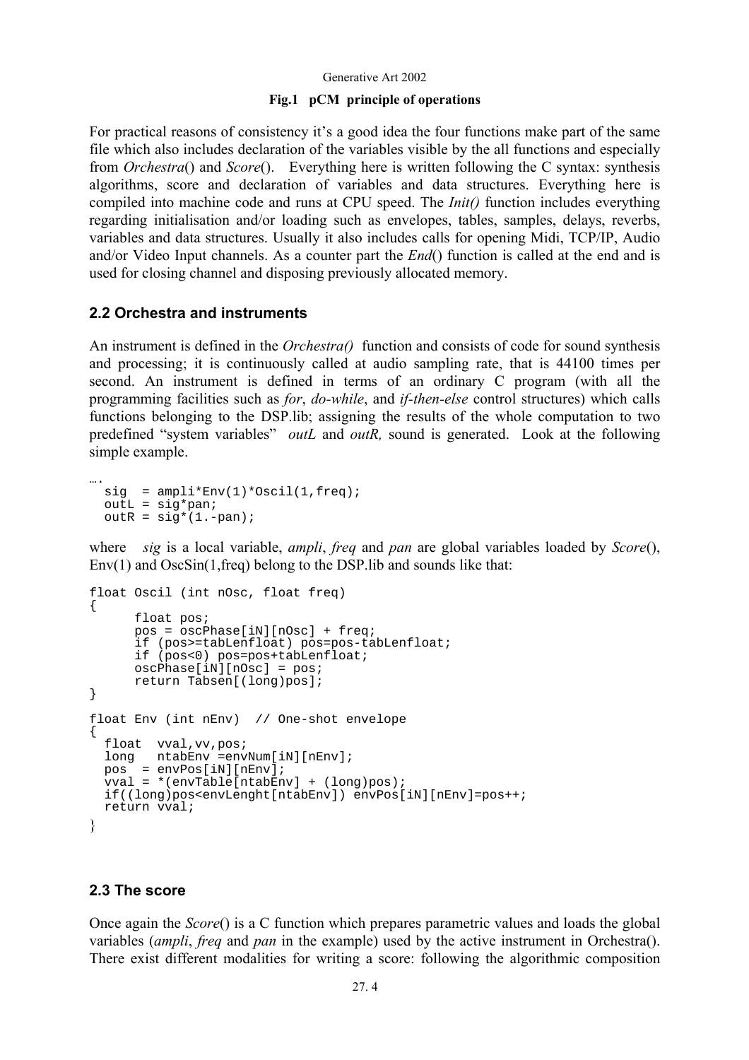**Fig.1 pCM principle of operations**

For practical reasons of consistency it's a good idea the four functions make part of the same file which also includes declaration of the variables visible by the all functions and especially from *Orchestra*() and *Score*(). Everything here is written following the C syntax: synthesis algorithms, score and declaration of variables and data structures. Everything here is compiled into machine code and runs at CPU speed. The *Init()* function includes everything regarding initialisation and/or loading such as envelopes, tables, samples, delays, reverbs, variables and data structures. Usually it also includes calls for opening Midi, TCP/IP, Audio and/or Video Input channels. As a counter part the *End*() function is called at the end and is used for closing channel and disposing previously allocated memory.

## 2.2 Orchestra and instruments

An instrument is defined in the *Orchestra()* function and consists of code for sound synthesis and processing; it is continuously called at audio sampling rate, that is 44100 times per second. An instrument is defined in terms of an ordinary C program (with all the programming facilities such as *for*, *do-while*, and *if-then-else* control structures) which calls functions belonging to the DSP.lib; assigning the results of the whole computation to two predefined "system variables" *outL* and *outR,* sound is generated. Look at the following simple example.

```
….
  sig  = ampli*Env(1)*Oscil(1,freq);
  outL = sig*pan;
  outR = sig*(1.-pan);
```

where *sig* is a local variable, *ampli*, *freq* and *pan* are global variables loaded by *Score*(), Env(1) and OscSin(1,freq) belong to the DSP.lib and sounds like that:

```
float Oscil (int nOsc, float freq)
{
      float pos;
      pos = oscPhase[iN][nOsc] + freq;
      if (pos>=tabLenfloat) pos=pos-tabLenfloat;
      if (pos<0) pos=pos+tabLenfloat;
      oscPhase[iN][nOsc] = pos;
      return Tabsen[(long)pos];
}

float Env (int nEnv)  // One-shot envelope
{
  float  vval,vv,pos;
  long   ntabEnv =envNum[iN][nEnv];
  pos  = envPos[iN][nEnv];
  vval = *(envTable[ntabEnv] + (long)pos);
  if((long)pos<envLenght[ntabEnv]) envPos[iN][nEnv]=pos++;
  return vval;
}
```

## 2.3 The score

Once again the *Score*() is a C function which prepares parametric values and loads the global variables (*ampli*, *freq* and *pan* in the example) used by the active instrument in Orchestra(). There exist different modalities for writing a score: following the algorithmic composition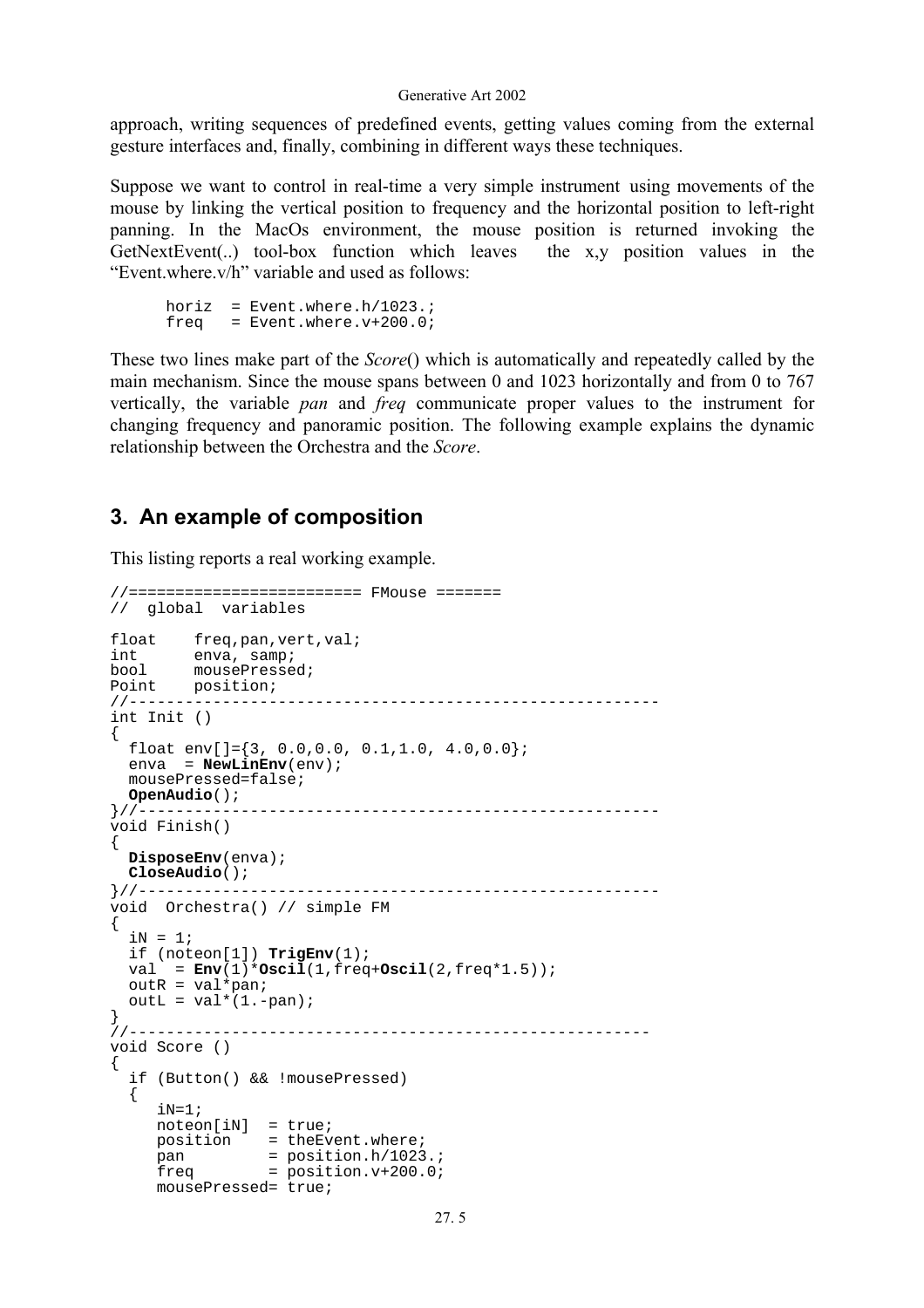approach, writing sequences of predefined events, getting values coming from the external gesture interfaces and, finally, combining in different ways these techniques.

Suppose we want to control in real-time a very simple instrument using movements of the mouse by linking the vertical position to frequency and the horizontal position to left-right panning. In the MacOs environment, the mouse position is returned invoking the GetNextEvent(..) tool-box function which leaves the x,y position values in the "Event.where.v/h" variable and used as follows:

```
horiz  = Event.where.h/1023.;
freq   = Event.where.v+200.0;
```

These two lines make part of the *Score*() which is automatically and repeatedly called by the main mechanism. Since the mouse spans between 0 and 1023 horizontally and from 0 to 767 vertically, the variable *pan* and *freq* communicate proper values to the instrument for changing frequency and panoramic position. The following example explains the dynamic relationship between the Orchestra and the *Score*.

## 3. An example of composition

This listing reports a real working example.

```
//======================== FMouse =======
//  global  variables

float    freq,pan,vert,val;
int      enva, samp;
bool     mousePressed;
Point    position;
//--------------------------------------------------------
int Init ()
{
  float env[]={3, 0.0,0.0, 0.1,1.0, 4.0,0.0};
  enva  = NewLinEnv(env);
  mousePressed=false;
  OpenAudio();
}//------------------------------------------------------
void Finish()
{
  DisposeEnv(enva);
  CloseAudio();
}//------------------------------------------------------
void  Orchestra() // simple FM
{
  iN = 1;
  if (noteon[1]) TrigEnv(1);
  val  = Env(1)*Oscil(1,freq+Oscil(2,freq*1.5));
  outR = val*pan;
  outL = val*(1.-pan);
}
//-------------------------------------------------------
void Score ()
{
  if (Button() && !mousePressed)
  {
     iN=1;
     noteon[iN]  = true;
     position    = theEvent.where;
     pan         = position.h/1023.;
     freq        = position.v+200.0;
     mousePressed= true;
```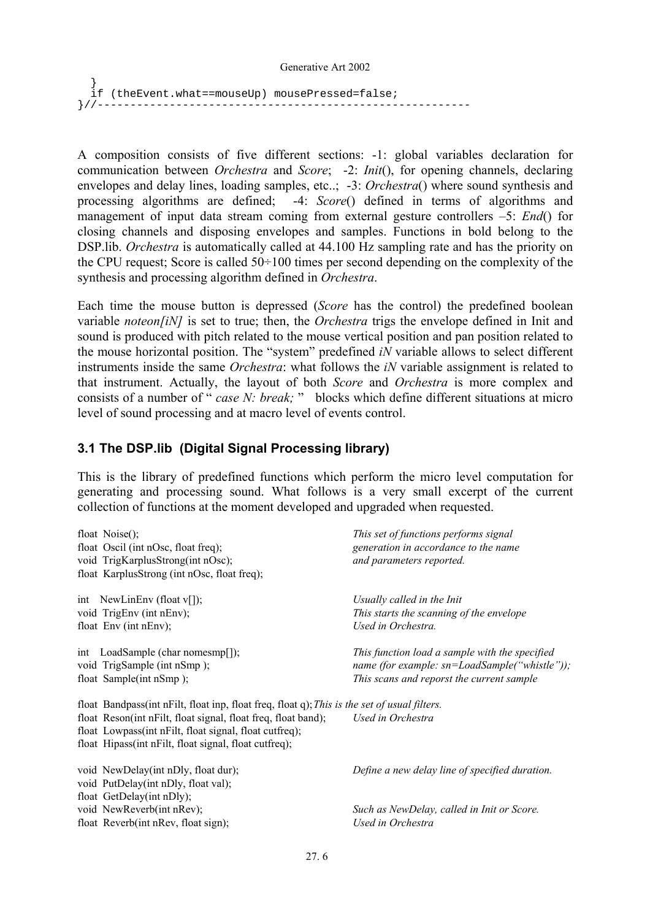```
  }
  if (theEvent.what==mouseUp) mousePressed=false;
}//--------------------------------------------------------
```

A composition consists of five different sections: -1: global variables declaration for communication between *Orchestra* and *Score*; -2: *Init*(), for opening channels, declaring envelopes and delay lines, loading samples, etc..; -3: *Orchestra*() where sound synthesis and processing algorithms are defined; -4: *Score*() defined in terms of algorithms and management of input data stream coming from external gesture controllers –5: *End*() for closing channels and disposing envelopes and samples. Functions in bold belong to the DSP.lib. *Orchestra* is automatically called at 44.100 Hz sampling rate and has the priority on the CPU request; Score is called 50÷100 times per second depending on the complexity of the synthesis and processing algorithm defined in *Orchestra*.

Each time the mouse button is depressed (*Score* has the control) the predefined boolean variable *noteon[iN]* is set to true; then, the *Orchestra* trigs the envelope defined in Init and sound is produced with pitch related to the mouse vertical position and pan position related to the mouse horizontal position. The "system" predefined *iN* variable allows to select different instruments inside the same *Orchestra*: what follows the *iN* variable assignment is related to that instrument. Actually, the layout of both *Score* and *Orchestra* is more complex and consists of a number of " *case N: break;* " blocks which define different situations at micro level of sound processing and at macro level of events control.

### 3.1 The DSP.lib (Digital Signal Processing library)

This is the library of predefined functions which perform the micro level computation for generating and processing sound. What follows is a very small excerpt of the current collection of functions at the moment developed and upgraded when requested.

| Function | Description |
|---|---|
| float Noise(); | *This set of functions performs signal* |
| float Oscil (int nOsc, float freq); | *generation in accordance to the name* |
| void TrigKarplusStrong(int nOsc); | *and parameters reported.* |
| float KarplusStrong (int nOsc, float freq); | |
| int NewLinEnv (float v[]); | *Usually called in the Init* |
| void TrigEnv (int nEnv); | *This starts the scanning of the envelope* |
| float Env (int nEnv); | *Used in Orchestra.* |
| int LoadSample (char nomesmp[]); | *This function load a sample with the specified* |
| void TrigSample (int nSmp ); | *name (for example: sn=LoadSample("whistle"));* |
| float Sample(int nSmp ); | *This scans and reporst the current sample* |
| float Bandpass(int nFilt, float inp, float freq, float q); | *This is the set of usual filters.* |
| float Reson(int nFilt, float signal, float freq, float band); | *Used in Orchestra* |
| float Lowpass(int nFilt, float signal, float cutfreq); | |
| float Hipass(int nFilt, float signal, float cutfreq); | |
| void NewDelay(int nDly, float dur); | *Define a new delay line of specified duration.* |
| void PutDelay(int nDly, float val); | |
| float GetDelay(int nDly); | |
| void NewReverb(int nRev); | *Such as NewDelay, called in Init or Score.* |
| float Reverb(int nRev, float sign); | *Used in Orchestra* |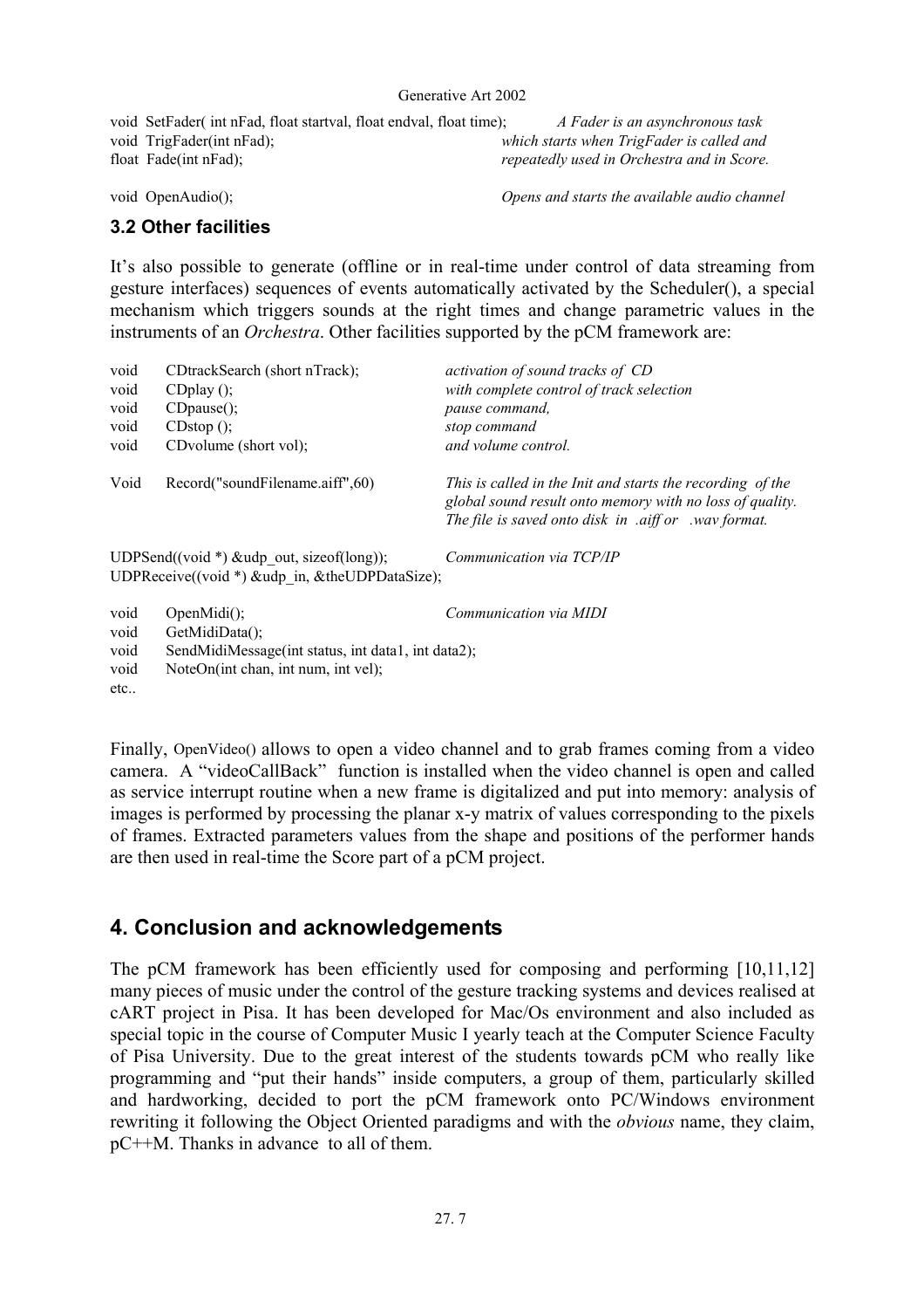| | |
|---|---|
| void SetFader( int nFad, float startval, float endval, float time); | *A Fader is an asynchronous task* |
| void TrigFader(int nFad); | *which starts when TrigFader is called and* |
| float Fade(int nFad); | *repeatedly used in Orchestra and in Score.* |
| void OpenAudio(); | *Opens and starts the available audio channel* |

### 3.2 Other facilities

It's also possible to generate (offline or in real-time under control of data streaming from gesture interfaces) sequences of events automatically activated by the Scheduler(), a special mechanism which triggers sounds at the right times and change parametric values in the instruments of an *Orchestra*. Other facilities supported by the pCM framework are:

| | | |
|---|---|---|
| void | CDtrackSearch (short nTrack); | *activation of sound tracks of CD* |
| void | CDplay (); | *with complete control of track selection* |
| void | CDpause(); | *pause command,* |
| void | CDstop (); | *stop command* |
| void | CDvolume (short vol); | *and volume control.* |
| Void | Record("soundFilename.aiff",60) | *This is called in the Init and starts the recording of the global sound result onto memory with no loss of quality. The file is saved onto disk in .aiff or .wav format.* |

| | |
|---|---|
| UDPSend((void *) &udp_out, sizeof(long)); | *Communication via TCP/IP* |
| UDPReceive((void *) &udp_in, &theUDPDataSize); | |

| | | |
|---|---|---|
| void | OpenMidi(); | *Communication via MIDI* |
| void | GetMidiData(); | |
| void | SendMidiMessage(int status, int data1, int data2); | |
| void | NoteOn(int chan, int num, int vel); | |
| etc.. | | |

Finally, OpenVideo() allows to open a video channel and to grab frames coming from a video camera. A "videoCallBack" function is installed when the video channel is open and called as service interrupt routine when a new frame is digitalized and put into memory: analysis of images is performed by processing the planar x-y matrix of values corresponding to the pixels of frames. Extracted parameters values from the shape and positions of the performer hands are then used in real-time the Score part of a pCM project.

## 4. Conclusion and acknowledgements

The pCM framework has been efficiently used for composing and performing [10,11,12] many pieces of music under the control of the gesture tracking systems and devices realised at cART project in Pisa. It has been developed for Mac/Os environment and also included as special topic in the course of Computer Music I yearly teach at the Computer Science Faculty of Pisa University. Due to the great interest of the students towards pCM who really like programming and "put their hands" inside computers, a group of them, particularly skilled and hardworking, decided to port the pCM framework onto PC/Windows environment rewriting it following the Object Oriented paradigms and with the *obvious* name, they claim, pC++M. Thanks in advance to all of them.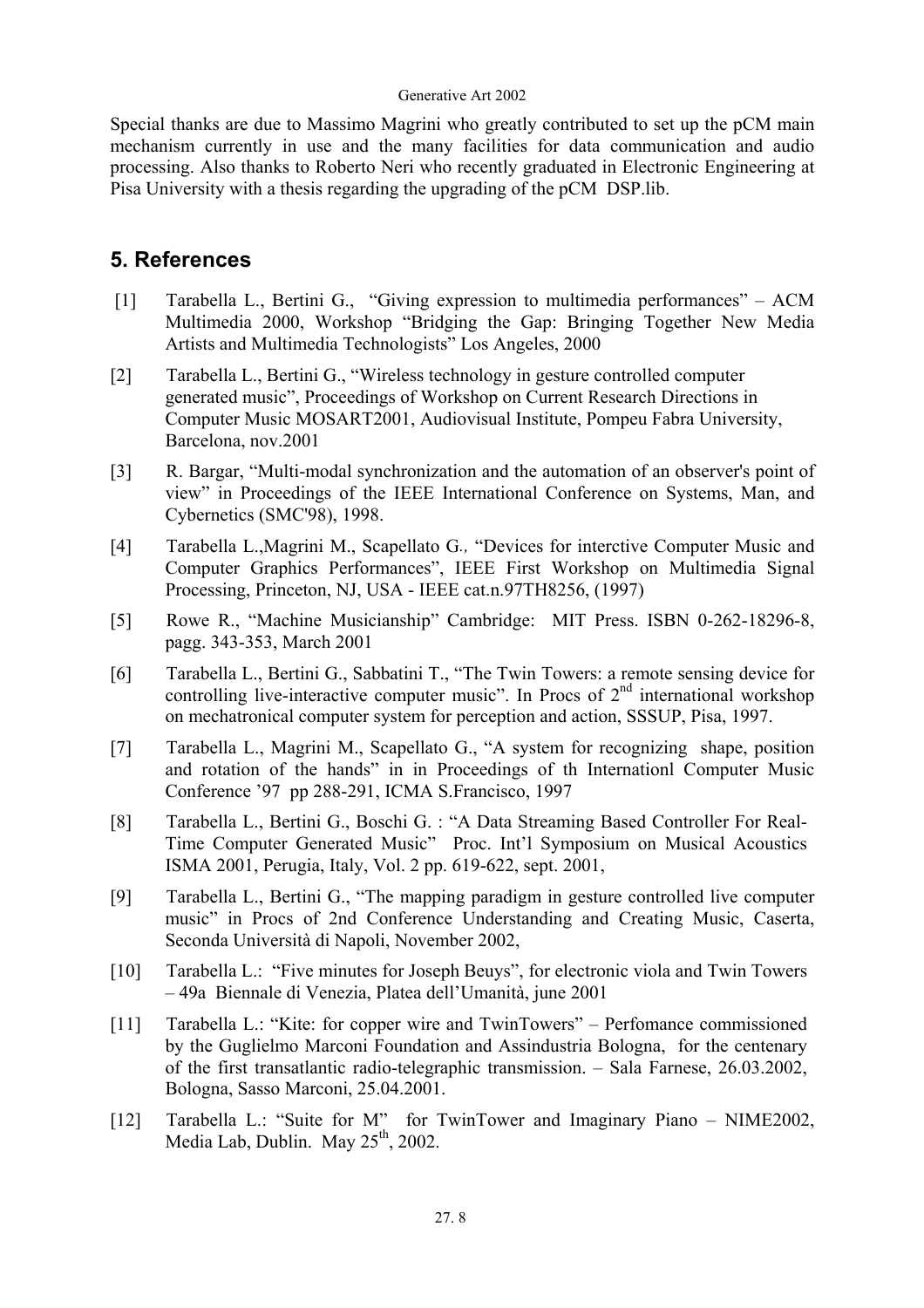Special thanks are due to Massimo Magrini who greatly contributed to set up the pCM main mechanism currently in use and the many facilities for data communication and audio processing. Also thanks to Roberto Neri who recently graduated in Electronic Engineering at Pisa University with a thesis regarding the upgrading of the pCM DSP.lib.

## 5. References

[1] Tarabella L., Bertini G., "Giving expression to multimedia performances" – ACM Multimedia 2000, Workshop "Bridging the Gap: Bringing Together New Media Artists and Multimedia Technologists" Los Angeles, 2000

[2] Tarabella L., Bertini G., "Wireless technology in gesture controlled computer generated music", Proceedings of Workshop on Current Research Directions in Computer Music MOSART2001, Audiovisual Institute, Pompeu Fabra University, Barcelona, nov.2001

[3] R. Bargar, "Multi-modal synchronization and the automation of an observer's point of view" in Proceedings of the IEEE International Conference on Systems, Man, and Cybernetics (SMC'98), 1998.

[4] Tarabella L.,Magrini M., Scapellato G., "Devices for interctive Computer Music and Computer Graphics Performances", IEEE First Workshop on Multimedia Signal Processing, Princeton, NJ, USA - IEEE cat.n.97TH8256, (1997)

[5] Rowe R., "Machine Musicianship" Cambridge: MIT Press. ISBN 0-262-18296-8, pagg. 343-353, March 2001

[6] Tarabella L., Bertini G., Sabbatini T., "The Twin Towers: a remote sensing device for controlling live-interactive computer music". In Procs of 2nd international workshop on mechatronical computer system for perception and action, SSSUP, Pisa, 1997.

[7] Tarabella L., Magrini M., Scapellato G., "A system for recognizing shape, position and rotation of the hands" in in Proceedings of th Internationl Computer Music Conference '97 pp 288-291, ICMA S.Francisco, 1997

[8] Tarabella L., Bertini G., Boschi G. : "A Data Streaming Based Controller For Real-Time Computer Generated Music" Proc. Int'l Symposium on Musical Acoustics ISMA 2001, Perugia, Italy, Vol. 2 pp. 619-622, sept. 2001,

[9] Tarabella L., Bertini G., "The mapping paradigm in gesture controlled live computer music" in Procs of 2nd Conference Understanding and Creating Music, Caserta, Seconda Università di Napoli, November 2002,

[10] Tarabella L.: "Five minutes for Joseph Beuys", for electronic viola and Twin Towers – 49a Biennale di Venezia, Platea dell'Umanità, june 2001

[11] Tarabella L.: "Kite: for copper wire and TwinTowers" – Perfomance commissioned by the Guglielmo Marconi Foundation and Assindustria Bologna, for the centenary of the first transatlantic radio-telegraphic transmission. – Sala Farnese, 26.03.2002, Bologna, Sasso Marconi, 25.04.2001.

[12] Tarabella L.: "Suite for M" for TwinTower and Imaginary Piano – NIME2002, Media Lab, Dublin. May 25th, 2002.